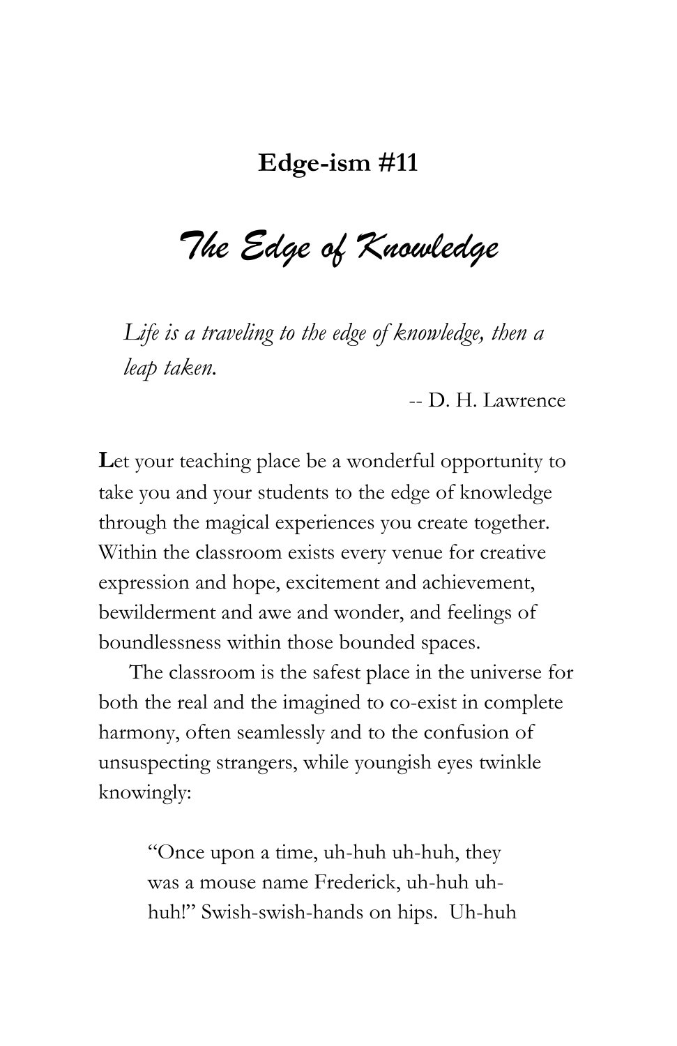**Edge-ism #11**

# *The Edge of Knowledge*

> *Life is a traveling to the edge of knowledge, then a leap taken.*
>
> -- D. H. Lawrence

**L**et your teaching place be a wonderful opportunity to take you and your students to the edge of knowledge through the magical experiences you create together. Within the classroom exists every venue for creative expression and hope, excitement and achievement, bewilderment and awe and wonder, and feelings of boundlessness within those bounded spaces.

The classroom is the safest place in the universe for both the real and the imagined to co-exist in complete harmony, often seamlessly and to the confusion of unsuspecting strangers, while youngish eyes twinkle knowingly:

> "Once upon a time, uh-huh uh-huh, they was a mouse name Frederick, uh-huh uh-huh!" Swish-swish-hands on hips. Uh-huh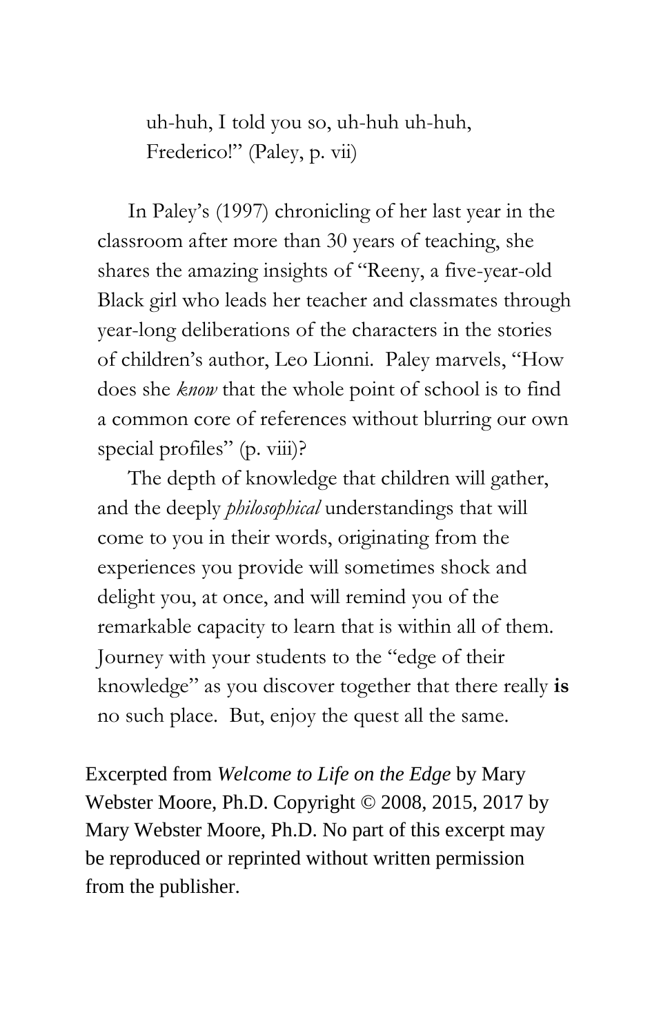uh-huh, I told you so, uh-huh uh-huh,
Frederico!" (Paley, p. vii)

In Paley's (1997) chronicling of her last year in the classroom after more than 30 years of teaching, she shares the amazing insights of "Reeny, a five-year-old Black girl who leads her teacher and classmates through year-long deliberations of the characters in the stories of children's author, Leo Lionni. Paley marvels, "How does she *know* that the whole point of school is to find a common core of references without blurring our own special profiles" (p. viii)?

The depth of knowledge that children will gather, and the deeply *philosophical* understandings that will come to you in their words, originating from the experiences you provide will sometimes shock and delight you, at once, and will remind you of the remarkable capacity to learn that is within all of them. Journey with your students to the "edge of their knowledge" as you discover together that there really **is** no such place. But, enjoy the quest all the same.

Excerpted from *Welcome to Life on the Edge* by Mary Webster Moore, Ph.D. Copyright © 2008, 2015, 2017 by Mary Webster Moore, Ph.D. No part of this excerpt may be reproduced or reprinted without written permission from the publisher.